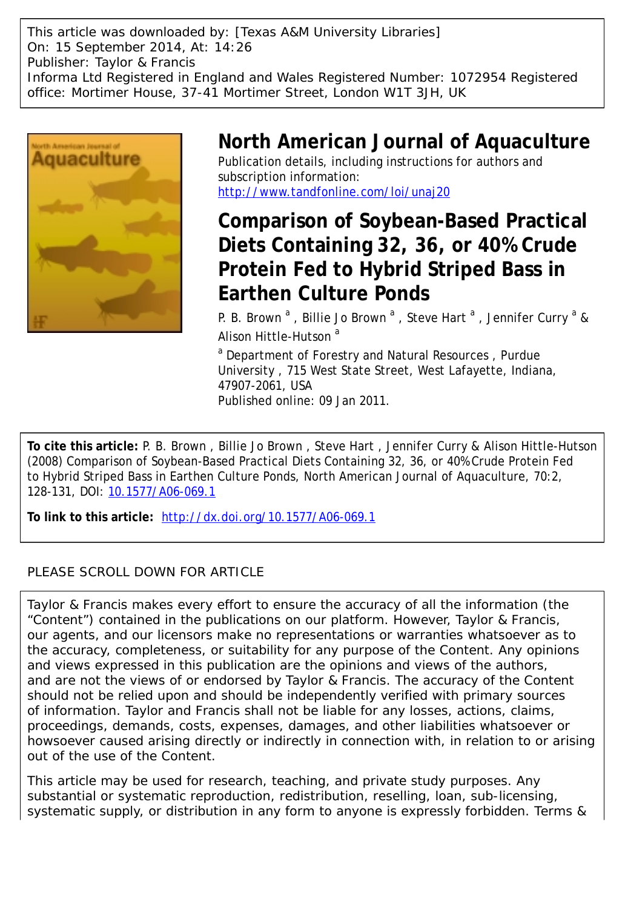This article was downloaded by: [Texas A&M University Libraries]
On: 15 September 2014, At: 14:26
Publisher: Taylor & Francis
Informa Ltd Registered in England and Wales Registered Number: 1072954 Registered office: Mortimer House, 37-41 Mortimer Street, London W1T 3JH, UK

# North American Journal of Aquaculture

Publication details, including instructions for authors and subscription information:
http://www.tandfonline.com/loi/unaj20

## Comparison of Soybean-Based Practical Diets Containing 32, 36, or 40% Crude Protein Fed to Hybrid Striped Bass in Earthen Culture Ponds

P. B. Brown [a] , Billie Jo Brown [a] , Steve Hart [a] , Jennifer Curry [a] & Alison Hittle-Hutson [a]

[a] Department of Forestry and Natural Resources , Purdue University , 715 West State Street, West Lafayette, Indiana, 47907-2061, USA

Published online: 09 Jan 2011.

**To cite this article:** P. B. Brown , Billie Jo Brown , Steve Hart , Jennifer Curry & Alison Hittle-Hutson (2008) Comparison of Soybean-Based Practical Diets Containing 32, 36, or 40% Crude Protein Fed to Hybrid Striped Bass in Earthen Culture Ponds, North American Journal of Aquaculture, 70:2, 128-131, DOI: 10.1577/A06-069.1

**To link to this article:** http://dx.doi.org/10.1577/A06-069.1

PLEASE SCROLL DOWN FOR ARTICLE

Taylor & Francis makes every effort to ensure the accuracy of all the information (the "Content") contained in the publications on our platform. However, Taylor & Francis, our agents, and our licensors make no representations or warranties whatsoever as to the accuracy, completeness, or suitability for any purpose of the Content. Any opinions and views expressed in this publication are the opinions and views of the authors, and are not the views of or endorsed by Taylor & Francis. The accuracy of the Content should not be relied upon and should be independently verified with primary sources of information. Taylor and Francis shall not be liable for any losses, actions, claims, proceedings, demands, costs, expenses, damages, and other liabilities whatsoever or howsoever caused arising directly or indirectly in connection with, in relation to or arising out of the use of the Content.

This article may be used for research, teaching, and private study purposes. Any substantial or systematic reproduction, redistribution, reselling, loan, sub-licensing, systematic supply, or distribution in any form to anyone is expressly forbidden. Terms &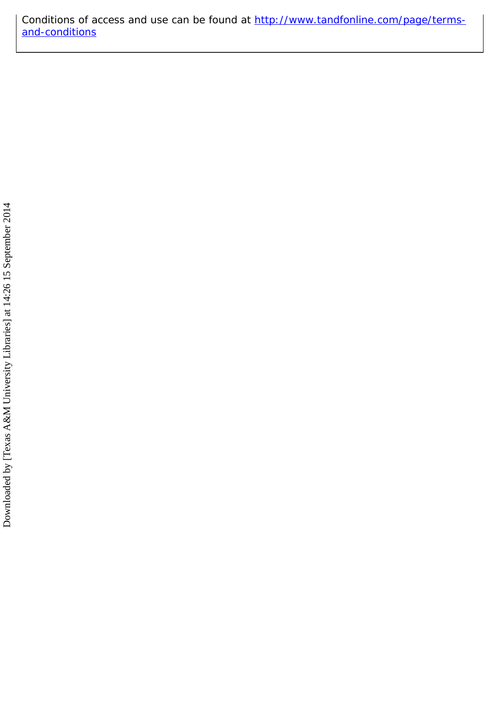Conditions of access and use can be found at http://www.tandfonline.com/page/terms-and-conditions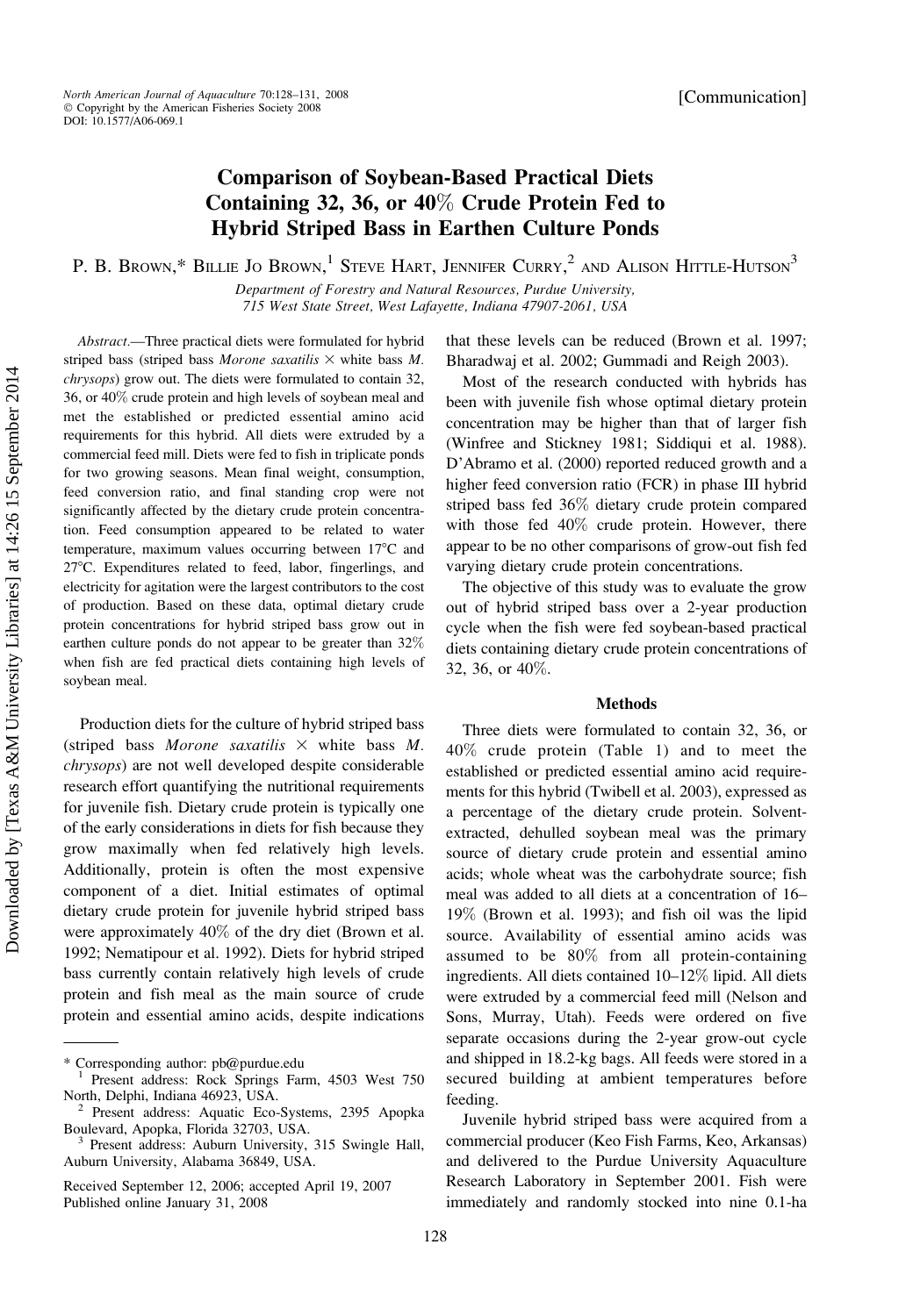[Communication]

# Comparison of Soybean-Based Practical Diets Containing 32, 36, or 40% Crude Protein Fed to Hybrid Striped Bass in Earthen Culture Ponds

P. B. Brown,* Billie Jo Brown,[1] Steve Hart, Jennifer Curry,[2] and Alison Hittle-Hutson[3]

*Department of Forestry and Natural Resources, Purdue University, 715 West State Street, West Lafayette, Indiana 47907-2061, USA*

*Abstract*.—Three practical diets were formulated for hybrid striped bass (striped bass *Morone saxatilis* × white bass *M. chrysops*) grow out. The diets were formulated to contain 32, 36, or 40% crude protein and high levels of soybean meal and met the established or predicted essential amino acid requirements for this hybrid. All diets were extruded by a commercial feed mill. Diets were fed to fish in triplicate ponds for two growing seasons. Mean final weight, consumption, feed conversion ratio, and final standing crop were not significantly affected by the dietary crude protein concentration. Feed consumption appeared to be related to water temperature, maximum values occurring between 17°C and 27°C. Expenditures related to feed, labor, fingerlings, and electricity for agitation were the largest contributors to the cost of production. Based on these data, optimal dietary crude protein concentrations for hybrid striped bass grow out in earthen culture ponds do not appear to be greater than 32% when fish are fed practical diets containing high levels of soybean meal.

Production diets for the culture of hybrid striped bass (striped bass *Morone saxatilis* × white bass *M. chrysops*) are not well developed despite considerable research effort quantifying the nutritional requirements for juvenile fish. Dietary crude protein is typically one of the early considerations in diets for fish because they grow maximally when fed relatively high levels. Additionally, protein is often the most expensive component of a diet. Initial estimates of optimal dietary crude protein for juvenile hybrid striped bass were approximately 40% of the dry diet (Brown et al. 1992; Nematipour et al. 1992). Diets for hybrid striped bass currently contain relatively high levels of crude protein and fish meal as the main source of crude protein and essential amino acids, despite indications that these levels can be reduced (Brown et al. 1997; Bharadwaj et al. 2002; Gummadi and Reigh 2003).

Most of the research conducted with hybrids has been with juvenile fish whose optimal dietary protein concentration may be higher than that of larger fish (Winfree and Stickney 1981; Siddiqui et al. 1988). D'Abramo et al. (2000) reported reduced growth and a higher feed conversion ratio (FCR) in phase III hybrid striped bass fed 36% dietary crude protein compared with those fed 40% crude protein. However, there appear to be no other comparisons of grow-out fish fed varying dietary crude protein concentrations.

The objective of this study was to evaluate the grow out of hybrid striped bass over a 2-year production cycle when the fish were fed soybean-based practical diets containing dietary crude protein concentrations of 32, 36, or 40%.

## Methods

Three diets were formulated to contain 32, 36, or 40% crude protein (Table 1) and to meet the established or predicted essential amino acid requirements for this hybrid (Twibell et al. 2003), expressed as a percentage of the dietary crude protein. Solvent-extracted, dehulled soybean meal was the primary source of dietary crude protein and essential amino acids; whole wheat was the carbohydrate source; fish meal was added to all diets at a concentration of 16–19% (Brown et al. 1993); and fish oil was the lipid source. Availability of essential amino acids was assumed to be 80% from all protein-containing ingredients. All diets contained 10–12% lipid. All diets were extruded by a commercial feed mill (Nelson and Sons, Murray, Utah). Feeds were ordered on five separate occasions during the 2-year grow-out cycle and shipped in 18.2-kg bags. All feeds were stored in a secured building at ambient temperatures before feeding.

Juvenile hybrid striped bass were acquired from a commercial producer (Keo Fish Farms, Keo, Arkansas) and delivered to the Purdue University Aquaculture Research Laboratory in September 2001. Fish were immediately and randomly stocked into nine 0.1-ha

---

\* Corresponding author: pb@purdue.edu

[1] Present address: Rock Springs Farm, 4503 West 750 North, Delphi, Indiana 46923, USA.

[2] Present address: Aquatic Eco-Systems, 2395 Apopka Boulevard, Apopka, Florida 32703, USA.

[3] Present address: Auburn University, 315 Swingle Hall, Auburn University, Alabama 36849, USA.

Received September 12, 2006; accepted April 19, 2007
Published online January 31, 2008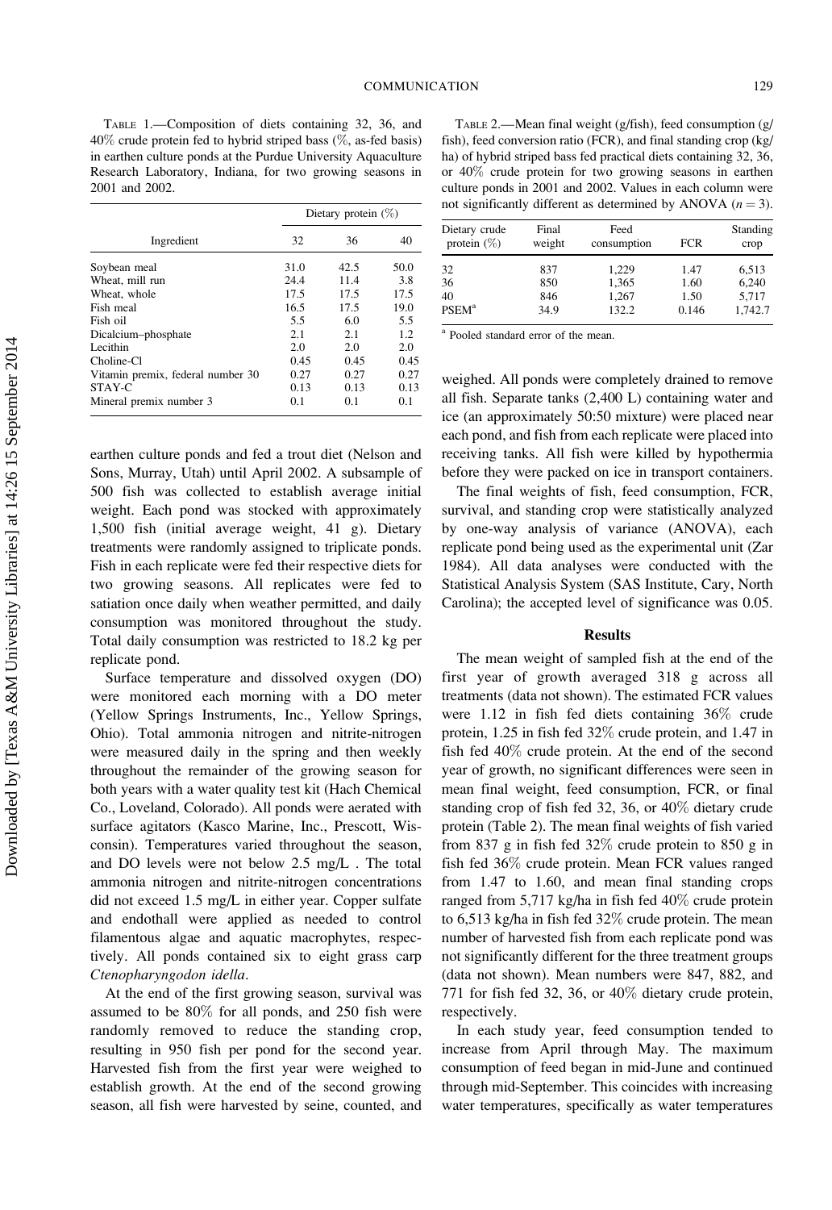TABLE 1.—Composition of diets containing 32, 36, and 40% crude protein fed to hybrid striped bass (%, as-fed basis) in earthen culture ponds at the Purdue University Aquaculture Research Laboratory, Indiana, for two growing seasons in 2001 and 2002.

| Ingredient | Dietary protein (%) | | |
|---|---|---|---|
| | 32 | 36 | 40 |
| Soybean meal | 31.0 | 42.5 | 50.0 |
| Wheat, mill run | 24.4 | 11.4 | 3.8 |
| Wheat, whole | 17.5 | 17.5 | 17.5 |
| Fish meal | 16.5 | 17.5 | 19.0 |
| Fish oil | 5.5 | 6.0 | 5.5 |
| Dicalcium–phosphate | 2.1 | 2.1 | 1.2 |
| Lecithin | 2.0 | 2.0 | 2.0 |
| Choline-Cl | 0.45 | 0.45 | 0.45 |
| Vitamin premix, federal number 30 | 0.27 | 0.27 | 0.27 |
| STAY-C | 0.13 | 0.13 | 0.13 |
| Mineral premix number 3 | 0.1 | 0.1 | 0.1 |

earthen culture ponds and fed a trout diet (Nelson and Sons, Murray, Utah) until April 2002. A subsample of 500 fish was collected to establish average initial weight. Each pond was stocked with approximately 1,500 fish (initial average weight, 41 g). Dietary treatments were randomly assigned to triplicate ponds. Fish in each replicate were fed their respective diets for two growing seasons. All replicates were fed to satiation once daily when weather permitted, and daily consumption was monitored throughout the study. Total daily consumption was restricted to 18.2 kg per replicate pond.

Surface temperature and dissolved oxygen (DO) were monitored each morning with a DO meter (Yellow Springs Instruments, Inc., Yellow Springs, Ohio). Total ammonia nitrogen and nitrite-nitrogen were measured daily in the spring and then weekly throughout the remainder of the growing season for both years with a water quality test kit (Hach Chemical Co., Loveland, Colorado). All ponds were aerated with surface agitators (Kasco Marine, Inc., Prescott, Wisconsin). Temperatures varied throughout the season, and DO levels were not below 2.5 mg/L . The total ammonia nitrogen and nitrite-nitrogen concentrations did not exceed 1.5 mg/L in either year. Copper sulfate and endothall were applied as needed to control filamentous algae and aquatic macrophytes, respectively. All ponds contained six to eight grass carp *Ctenopharyngodon idella*.

At the end of the first growing season, survival was assumed to be 80% for all ponds, and 250 fish were randomly removed to reduce the standing crop, resulting in 950 fish per pond for the second year. Harvested fish from the first year were weighed to establish growth. At the end of the second growing season, all fish were harvested by seine, counted, and weighed. All ponds were completely drained to remove all fish. Separate tanks (2,400 L) containing water and ice (an approximately 50:50 mixture) were placed near each pond, and fish from each replicate were placed into receiving tanks. All fish were killed by hypothermia before they were packed on ice in transport containers.

The final weights of fish, feed consumption, FCR, survival, and standing crop were statistically analyzed by one-way analysis of variance (ANOVA), each replicate pond being used as the experimental unit (Zar 1984). All data analyses were conducted with the Statistical Analysis System (SAS Institute, Cary, North Carolina); the accepted level of significance was 0.05.

TABLE 2.—Mean final weight (g/fish), feed consumption (g/fish), feed conversion ratio (FCR), and final standing crop (kg/ha) of hybrid striped bass fed practical diets containing 32, 36, or 40% crude protein for two growing seasons in earthen culture ponds in 2001 and 2002. Values in each column were not significantly different as determined by ANOVA ($n = 3$).

| Dietary crude protein (%) | Final weight | Feed consumption | FCR | Standing crop |
|---|---|---|---|---|
| 32 | 837 | 1,229 | 1.47 | 6,513 |
| 36 | 850 | 1,365 | 1.60 | 6,240 |
| 40 | 846 | 1,267 | 1.50 | 5,717 |
| PSEM[a] | 34.9 | 132.2 | 0.146 | 1,742.7 |

[a] Pooled standard error of the mean.

## Results

The mean weight of sampled fish at the end of the first year of growth averaged 318 g across all treatments (data not shown). The estimated FCR values were 1.12 in fish fed diets containing 36% crude protein, 1.25 in fish fed 32% crude protein, and 1.47 in fish fed 40% crude protein. At the end of the second year of growth, no significant differences were seen in mean final weight, feed consumption, FCR, or final standing crop of fish fed 32, 36, or 40% dietary crude protein (Table 2). The mean final weights of fish varied from 837 g in fish fed 32% crude protein to 850 g in fish fed 36% crude protein. Mean FCR values ranged from 1.47 to 1.60, and mean final standing crops ranged from 5,717 kg/ha in fish fed 40% crude protein to 6,513 kg/ha in fish fed 32% crude protein. The mean number of harvested fish from each replicate pond was not significantly different for the three treatment groups (data not shown). Mean numbers were 847, 882, and 771 for fish fed 32, 36, or 40% dietary crude protein, respectively.

In each study year, feed consumption tended to increase from April through May. The maximum consumption of feed began in mid-June and continued through mid-September. This coincides with increasing water temperatures, specifically as water temperatures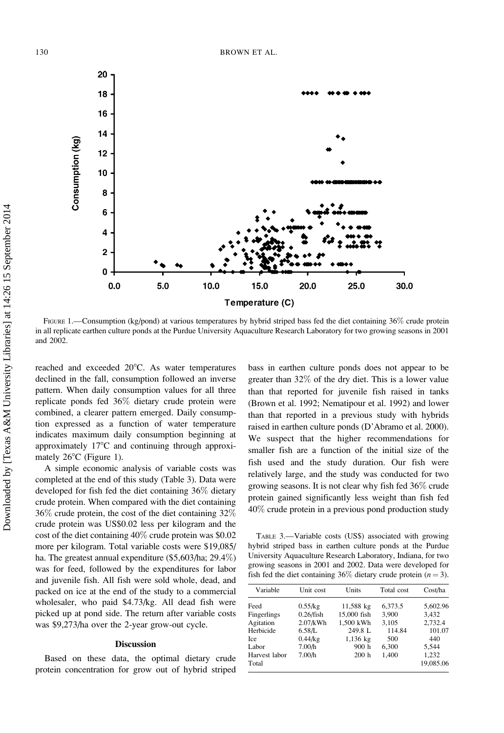FIGURE 1.—Consumption (kg/pond) at various temperatures by hybrid striped bass fed the diet containing 36% crude protein in all replicate earthen culture ponds at the Purdue University Aquaculture Research Laboratory for two growing seasons in 2001 and 2002.

reached and exceeded 20°C. As water temperatures declined in the fall, consumption followed an inverse pattern. When daily consumption values for all three replicate ponds fed 36% dietary crude protein were combined, a clearer pattern emerged. Daily consumption expressed as a function of water temperature indicates maximum daily consumption beginning at approximately 17°C and continuing through approximately 26°C (Figure 1).

A simple economic analysis of variable costs was completed at the end of this study (Table 3). Data were developed for fish fed the diet containing 36% dietary crude protein. When compared with the diet containing 36% crude protein, the cost of the diet containing 32% crude protein was US$0.02 less per kilogram and the cost of the diet containing 40% crude protein was $0.02 more per kilogram. Total variable costs were $19,085/ha. The greatest annual expenditure ($5,603/ha; 29.4%) was for feed, followed by the expenditures for labor and juvenile fish. All fish were sold whole, dead, and packed on ice at the end of the study to a commercial wholesaler, who paid $4.73/kg. All dead fish were picked up at pond side. The return after variable costs was $9,273/ha over the 2-year grow-out cycle.

## Discussion

Based on these data, the optimal dietary crude protein concentration for grow out of hybrid striped bass in earthen culture ponds does not appear to be greater than 32% of the dry diet. This is a lower value than that reported for juvenile fish raised in tanks (Brown et al. 1992; Nematipour et al. 1992) and lower than that reported in a previous study with hybrids raised in earthen culture ponds (D'Abramo et al. 2000). We suspect that the higher recommendations for smaller fish are a function of the initial size of the fish used and the study duration. Our fish were relatively large, and the study was conducted for two growing seasons. It is not clear why fish fed 36% crude protein gained significantly less weight than fish fed 40% crude protein in a previous pond production study

TABLE 3.—Variable costs (US$) associated with growing hybrid striped bass in earthen culture ponds at the Purdue University Aquaculture Research Laboratory, Indiana, for two growing seasons in 2001 and 2002. Data were developed for fish fed the diet containing 36% dietary crude protein ($n = 3$).

| Variable | Unit cost | Units | Total cost | Cost/ha |
|---|---|---|---|---|
| Feed | 0.55/kg | 11,588 kg | 6,373.5 | 5,602.96 |
| Fingerlings | 0.26/fish | 15,000 fish | 3,900 | 3,432 |
| Agitation | 2.07/kWh | 1,500 kWh | 3,105 | 2,732.4 |
| Herbicide | 6.58/L | 249.8 L | 114.84 | 101.07 |
| Ice | 0.44/kg | 1,136 kg | 500 | 440 |
| Labor | 7.00/h | 900 h | 6,300 | 5,544 |
| Harvest labor | 7.00/h | 200 h | 1,400 | 1,232 |
| Total | | | | 19,085.06 |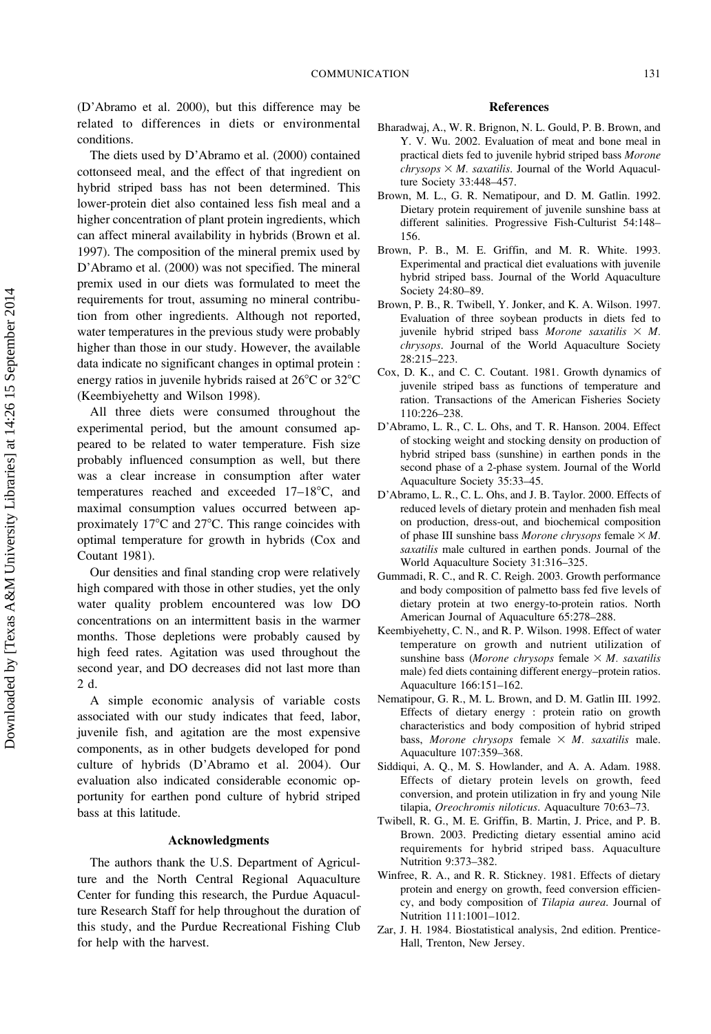(D'Abramo et al. 2000), but this difference may be related to differences in diets or environmental conditions.

The diets used by D'Abramo et al. (2000) contained cottonseed meal, and the effect of that ingredient on hybrid striped bass has not been determined. This lower-protein diet also contained less fish meal and a higher concentration of plant protein ingredients, which can affect mineral availability in hybrids (Brown et al. 1997). The composition of the mineral premix used by D'Abramo et al. (2000) was not specified. The mineral premix used in our diets was formulated to meet the requirements for trout, assuming no mineral contribution from other ingredients. Although not reported, water temperatures in the previous study were probably higher than those in our study. However, the available data indicate no significant changes in optimal protein : energy ratios in juvenile hybrids raised at 26°C or 32°C (Keembiyehetty and Wilson 1998).

All three diets were consumed throughout the experimental period, but the amount consumed appeared to be related to water temperature. Fish size probably influenced consumption as well, but there was a clear increase in consumption after water temperatures reached and exceeded 17–18°C, and maximal consumption values occurred between approximately 17°C and 27°C. This range coincides with optimal temperature for growth in hybrids (Cox and Coutant 1981).

Our densities and final standing crop were relatively high compared with those in other studies, yet the only water quality problem encountered was low DO concentrations on an intermittent basis in the warmer months. Those depletions were probably caused by high feed rates. Agitation was used throughout the second year, and DO decreases did not last more than 2 d.

A simple economic analysis of variable costs associated with our study indicates that feed, labor, juvenile fish, and agitation are the most expensive components, as in other budgets developed for pond culture of hybrids (D'Abramo et al. 2004). Our evaluation also indicated considerable economic opportunity for earthen pond culture of hybrid striped bass at this latitude.

## Acknowledgments

The authors thank the U.S. Department of Agriculture and the North Central Regional Aquaculture Center for funding this research, the Purdue Aquaculture Research Staff for help throughout the duration of this study, and the Purdue Recreational Fishing Club for help with the harvest.

## References

Bharadwaj, A., W. R. Brignon, N. L. Gould, P. B. Brown, and Y. V. Wu. 2002. Evaluation of meat and bone meal in practical diets fed to juvenile hybrid striped bass *Morone chrysops* × *M. saxatilis*. Journal of the World Aquaculture Society 33:448–457.

Brown, M. L., G. R. Nematipour, and D. M. Gatlin. 1992. Dietary protein requirement of juvenile sunshine bass at different salinities. Progressive Fish-Culturist 54:148–156.

Brown, P. B., M. E. Griffin, and M. R. White. 1993. Experimental and practical diet evaluations with juvenile hybrid striped bass. Journal of the World Aquaculture Society 24:80–89.

Brown, P. B., R. Twibell, Y. Jonker, and K. A. Wilson. 1997. Evaluation of three soybean products in diets fed to juvenile hybrid striped bass *Morone saxatilis* × *M. chrysops*. Journal of the World Aquaculture Society 28:215–223.

Cox, D. K., and C. C. Coutant. 1981. Growth dynamics of juvenile striped bass as functions of temperature and ration. Transactions of the American Fisheries Society 110:226–238.

D'Abramo, L. R., C. L. Ohs, and T. R. Hanson. 2004. Effect of stocking weight and stocking density on production of hybrid striped bass (sunshine) in earthen ponds in the second phase of a 2-phase system. Journal of the World Aquaculture Society 35:33–45.

D'Abramo, L. R., C. L. Ohs, and J. B. Taylor. 2000. Effects of reduced levels of dietary protein and menhaden fish meal on production, dress-out, and biochemical composition of phase III sunshine bass *Morone chrysops* female × *M. saxatilis* male cultured in earthen ponds. Journal of the World Aquaculture Society 31:316–325.

Gummadi, R. C., and R. C. Reigh. 2003. Growth performance and body composition of palmetto bass fed five levels of dietary protein at two energy-to-protein ratios. North American Journal of Aquaculture 65:278–288.

Keembiyehetty, C. N., and R. P. Wilson. 1998. Effect of water temperature on growth and nutrient utilization of sunshine bass (*Morone chrysops* female × *M. saxatilis* male) fed diets containing different energy–protein ratios. Aquaculture 166:151–162.

Nematipour, G. R., M. L. Brown, and D. M. Gatlin III. 1992. Effects of dietary energy : protein ratio on growth characteristics and body composition of hybrid striped bass, *Morone chrysops* female × *M. saxatilis* male. Aquaculture 107:359–368.

Siddiqui, A. Q., M. S. Howlander, and A. A. Adam. 1988. Effects of dietary protein levels on growth, feed conversion, and protein utilization in fry and young Nile tilapia, *Oreochromis niloticus*. Aquaculture 70:63–73.

Twibell, R. G., M. E. Griffin, B. Martin, J. Price, and P. B. Brown. 2003. Predicting dietary essential amino acid requirements for hybrid striped bass. Aquaculture Nutrition 9:373–382.

Winfree, R. A., and R. R. Stickney. 1981. Effects of dietary protein and energy on growth, feed conversion efficiency, and body composition of *Tilapia aurea*. Journal of Nutrition 111:1001–1012.

Zar, J. H. 1984. Biostatistical analysis, 2nd edition. Prentice-Hall, Trenton, New Jersey.